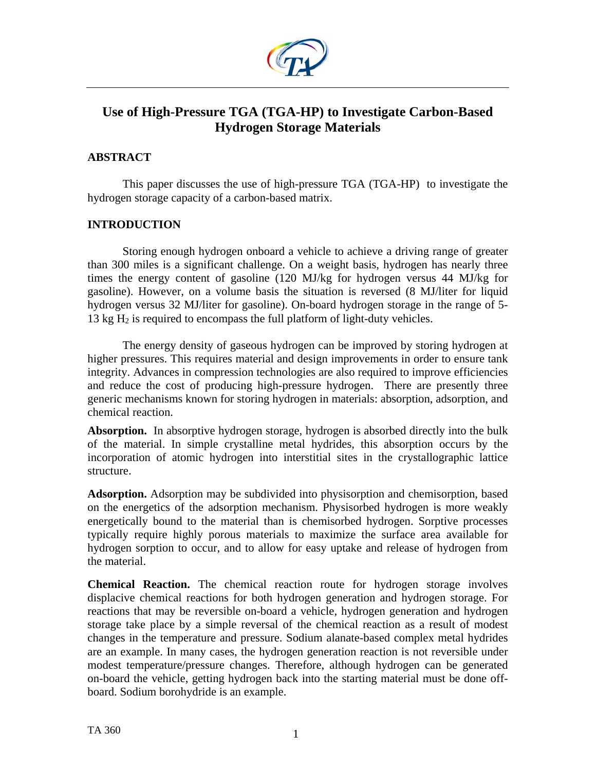# Use of High-Pressure TGA (TGA-HP) to Investigate Carbon-Based Hydrogen Storage Materials

## ABSTRACT

This paper discusses the use of high-pressure TGA (TGA-HP) to investigate the hydrogen storage capacity of a carbon-based matrix.

## INTRODUCTION

Storing enough hydrogen onboard a vehicle to achieve a driving range of greater than 300 miles is a significant challenge. On a weight basis, hydrogen has nearly three times the energy content of gasoline (120 MJ/kg for hydrogen versus 44 MJ/kg for gasoline). However, on a volume basis the situation is reversed (8 MJ/liter for liquid hydrogen versus 32 MJ/liter for gasoline). On-board hydrogen storage in the range of 5-13 kg $H_2$ is required to encompass the full platform of light-duty vehicles.

The energy density of gaseous hydrogen can be improved by storing hydrogen at higher pressures. This requires material and design improvements in order to ensure tank integrity. Advances in compression technologies are also required to improve efficiencies and reduce the cost of producing high-pressure hydrogen. There are presently three generic mechanisms known for storing hydrogen in materials: absorption, adsorption, and chemical reaction.

**Absorption.** In absorptive hydrogen storage, hydrogen is absorbed directly into the bulk of the material. In simple crystalline metal hydrides, this absorption occurs by the incorporation of atomic hydrogen into interstitial sites in the crystallographic lattice structure.

**Adsorption.** Adsorption may be subdivided into physisorption and chemisorption, based on the energetics of the adsorption mechanism. Physisorbed hydrogen is more weakly energetically bound to the material than is chemisorbed hydrogen. Sorptive processes typically require highly porous materials to maximize the surface area available for hydrogen sorption to occur, and to allow for easy uptake and release of hydrogen from the material.

**Chemical Reaction.** The chemical reaction route for hydrogen storage involves displacive chemical reactions for both hydrogen generation and hydrogen storage. For reactions that may be reversible on-board a vehicle, hydrogen generation and hydrogen storage take place by a simple reversal of the chemical reaction as a result of modest changes in the temperature and pressure. Sodium alanate-based complex metal hydrides are an example. In many cases, the hydrogen generation reaction is not reversible under modest temperature/pressure changes. Therefore, although hydrogen can be generated on-board the vehicle, getting hydrogen back into the starting material must be done off-board. Sodium borohydride is an example.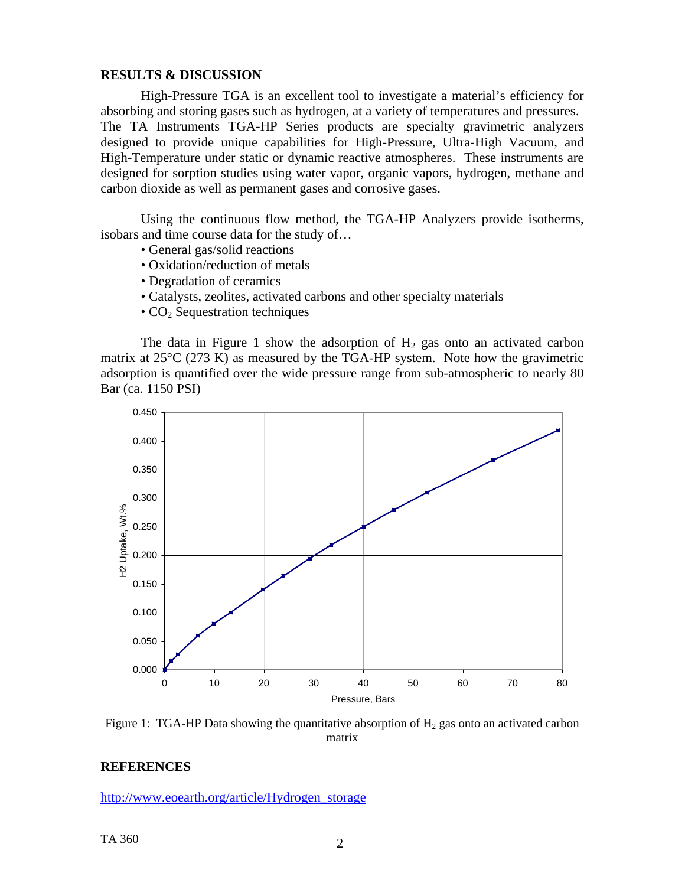## RESULTS & DISCUSSION

High-Pressure TGA is an excellent tool to investigate a material's efficiency for absorbing and storing gases such as hydrogen, at a variety of temperatures and pressures. The TA Instruments TGA-HP Series products are specialty gravimetric analyzers designed to provide unique capabilities for High-Pressure, Ultra-High Vacuum, and High-Temperature under static or dynamic reactive atmospheres. These instruments are designed for sorption studies using water vapor, organic vapors, hydrogen, methane and carbon dioxide as well as permanent gases and corrosive gases.

Using the continuous flow method, the TGA-HP Analyzers provide isotherms, isobars and time course data for the study of…

- General gas/solid reactions
- Oxidation/reduction of metals
- Degradation of ceramics
- Catalysts, zeolites, activated carbons and other specialty materials
- $CO_2$ Sequestration techniques

The data in Figure 1 show the adsorption of $H_2$ gas onto an activated carbon matrix at 25°C (273 K) as measured by the TGA-HP system. Note how the gravimetric adsorption is quantified over the wide pressure range from sub-atmospheric to nearly 80 Bar (ca. 1150 PSI)

Figure 1: TGA-HP Data showing the quantitative absorption of $H_2$ gas onto an activated carbon matrix

## REFERENCES

http://www.eoearth.org/article/Hydrogen_storage

TA 360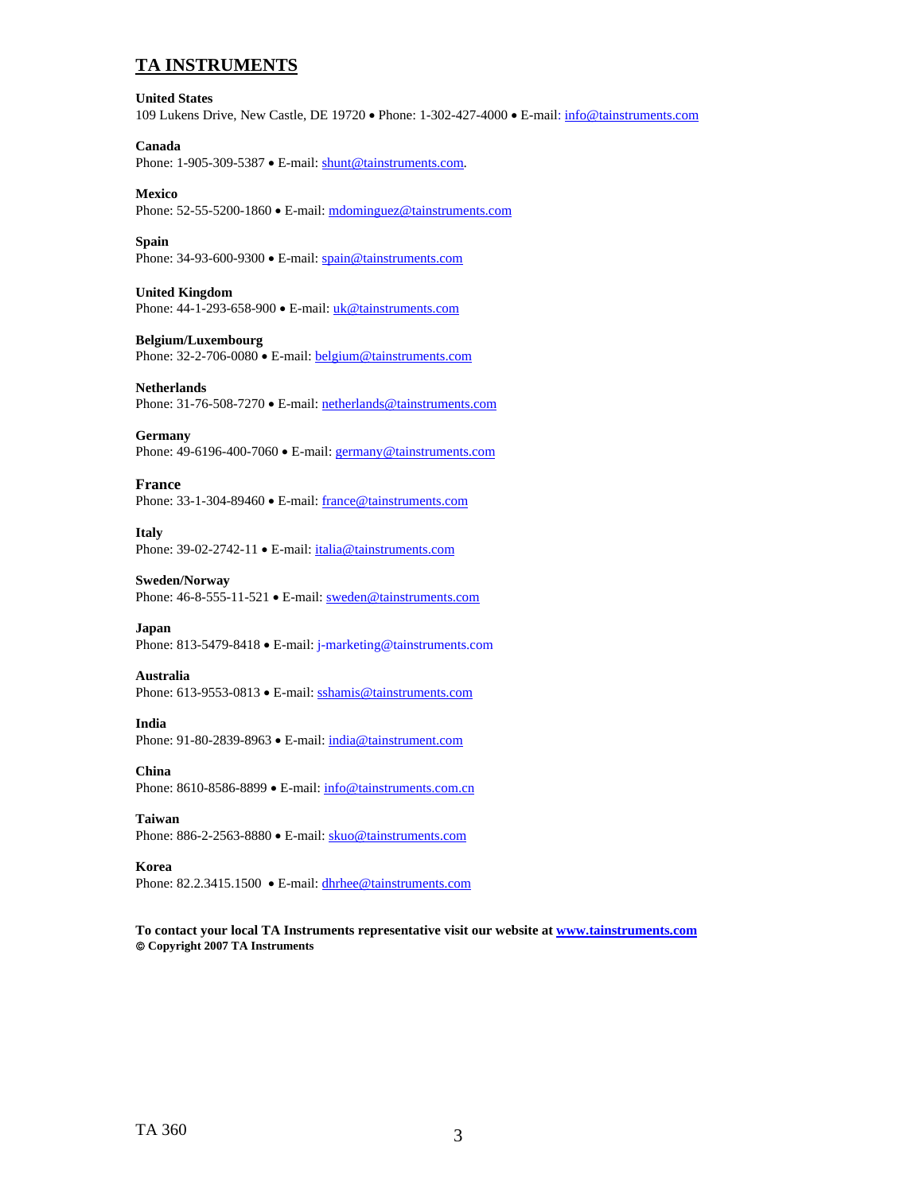## TA INSTRUMENTS

**United States**
109 Lukens Drive, New Castle, DE 19720 • Phone: 1-302-427-4000 • E-mail: info@tainstruments.com

**Canada**
Phone: 1-905-309-5387 • E-mail: shunt@tainstruments.com.

**Mexico**
Phone: 52-55-5200-1860 • E-mail: mdominguez@tainstruments.com

**Spain**
Phone: 34-93-600-9300 • E-mail: spain@tainstruments.com

**United Kingdom**
Phone: 44-1-293-658-900 • E-mail: uk@tainstruments.com

**Belgium/Luxembourg**
Phone: 32-2-706-0080 • E-mail: belgium@tainstruments.com

**Netherlands**
Phone: 31-76-508-7270 • E-mail: netherlands@tainstruments.com

**Germany**
Phone: 49-6196-400-7060 • E-mail: germany@tainstruments.com

**France**
Phone: 33-1-304-89460 • E-mail: france@tainstruments.com

**Italy**
Phone: 39-02-2742-11 • E-mail: italia@tainstruments.com

**Sweden/Norway**
Phone: 46-8-555-11-521 • E-mail: sweden@tainstruments.com

**Japan**
Phone: 813-5479-8418 • E-mail: j-marketing@tainstruments.com

**Australia**
Phone: 613-9553-0813 • E-mail: sshamis@tainstruments.com

**India**
Phone: 91-80-2839-8963 • E-mail: india@tainstrument.com

**China**
Phone: 8610-8586-8899 • E-mail: info@tainstruments.com.cn

**Taiwan**
Phone: 886-2-2563-8880 • E-mail: skuo@tainstruments.com

**Korea**
Phone: 82.2.3415.1500 • E-mail: dhrhee@tainstruments.com

**To contact your local TA Instruments representative visit our website at www.tainstruments.com**
**© Copyright 2007 TA Instruments**

TA 360